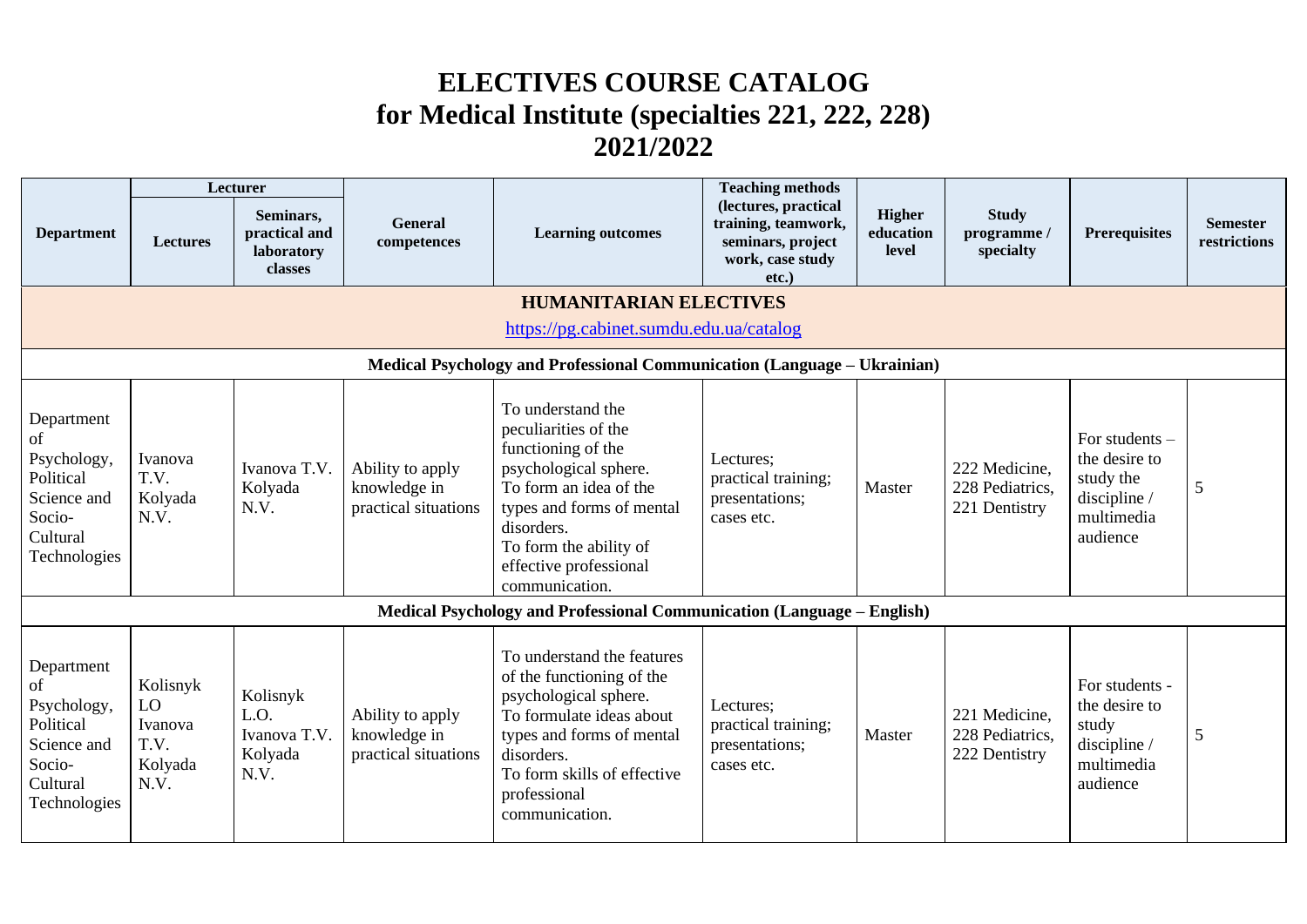# ELECTIVES COURSE CATALOG
# for Medical Institute (specialties 221, 222, 228)
# 2021/2022

| Department | Lecturer | | General competences | Learning outcomes | Teaching methods (lectures, practical training, teamwork, seminars, project work, case study etc.) | Higher education level | Study programme / specialty | Prerequisites | Semester restrictions |
|---|---|---|---|---|---|---|---|---|---|
| | Lectures | Seminars, practical and laboratory classes | | | | | | | |
| **HUMANITARIAN ELECTIVES** https://pg.cabinet.sumdu.edu.ua/catalog | | | | | | | | | |
| **Medical Psychology and Professional Communication (Language – Ukrainian)** | | | | | | | | | |
| Department of Psychology, Political Science and Socio-Cultural Technologies | Ivanova T.V. Kolyada N.V. | Ivanova T.V. Kolyada N.V. | Ability to apply knowledge in practical situations | To understand the peculiarities of the functioning of the psychological sphere. To form an idea of the types and forms of mental disorders. To form the ability of effective professional communication. | Lectures; practical training; presentations; cases etc. | Master | 222 Medicine, 228 Pediatrics, 221 Dentistry | For students – the desire to study the discipline / multimedia audience | 5 |
| **Medical Psychology and Professional Communication (Language – English)** | | | | | | | | | |
| Department of Psychology, Political Science and Socio-Cultural Technologies | Kolisnyk LO Ivanova T.V. Kolyada N.V. | Kolisnyk L.O. Ivanova T.V. Kolyada N.V. | Ability to apply knowledge in practical situations | To understand the features of the functioning of the psychological sphere. To formulate ideas about types and forms of mental disorders. To form skills of effective professional communication. | Lectures; practical training; presentations; cases etc. | Master | 221 Medicine, 228 Pediatrics, 222 Dentistry | For students - the desire to study discipline / multimedia audience | 5 |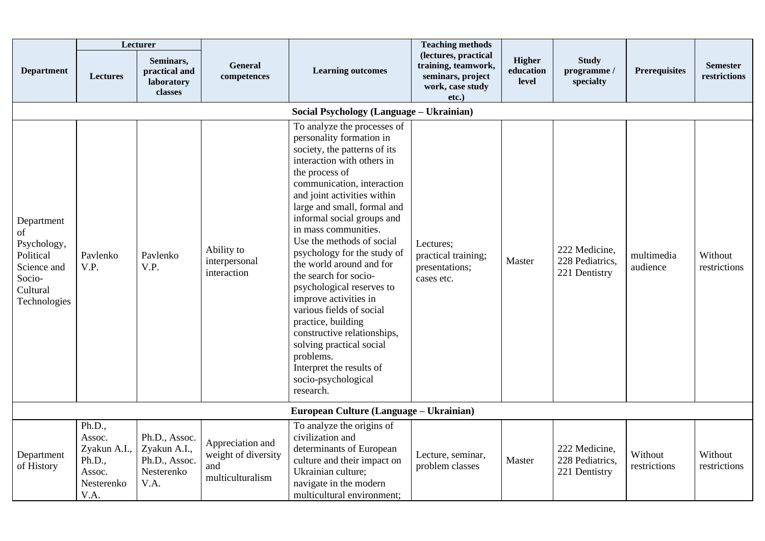| Department | Lecturer | | General competences | Learning outcomes | Teaching methods (lectures, practical training, teamwork, seminars, project work, case study etc.) | Higher education level | Study programme / specialty | Prerequisites | Semester restrictions |
|---|---|---|---|---|---|---|---|---|---|
| | Lectures | Seminars, practical and laboratory classes | | | | | | | |
| **Social Psychology (Language – Ukrainian)** | | | | | | | | | |
| Department of Psychology, Political Science and Socio-Cultural Technologies | Pavlenko V.P. | Pavlenko V.P. | Ability to interpersonal interaction | To analyze the processes of personality formation in society, the patterns of its interaction with others in the process of communication, interaction and joint activities within large and small, formal and informal social groups and in mass communities. Use the methods of social psychology for the study of the world around and for the search for socio-psychological reserves to improve activities in various fields of social practice, building constructive relationships, solving practical social problems. Interpret the results of socio-psychological research. | Lectures; practical training; presentations; cases etc. | Master | 222 Medicine, 228 Pediatrics, 221 Dentistry | multimedia audience | Without restrictions |
| **European Culture (Language – Ukrainian)** | | | | | | | | | |
| Department of History | Ph.D., Assoc. Zyakun A.I., Ph.D., Assoc. Nesterenko V.A. | Ph.D., Assoc. Zyakun A.I., Ph.D., Assoc. Nesterenko V.A. | Appreciation and weight of diversity and multiculturalism | To analyze the origins of civilization and determinants of European culture and their impact on Ukrainian culture; navigate in the modern multicultural environment; | Lecture, seminar, problem classes | Master | 222 Medicine, 228 Pediatrics, 221 Dentistry | Without restrictions | Without restrictions |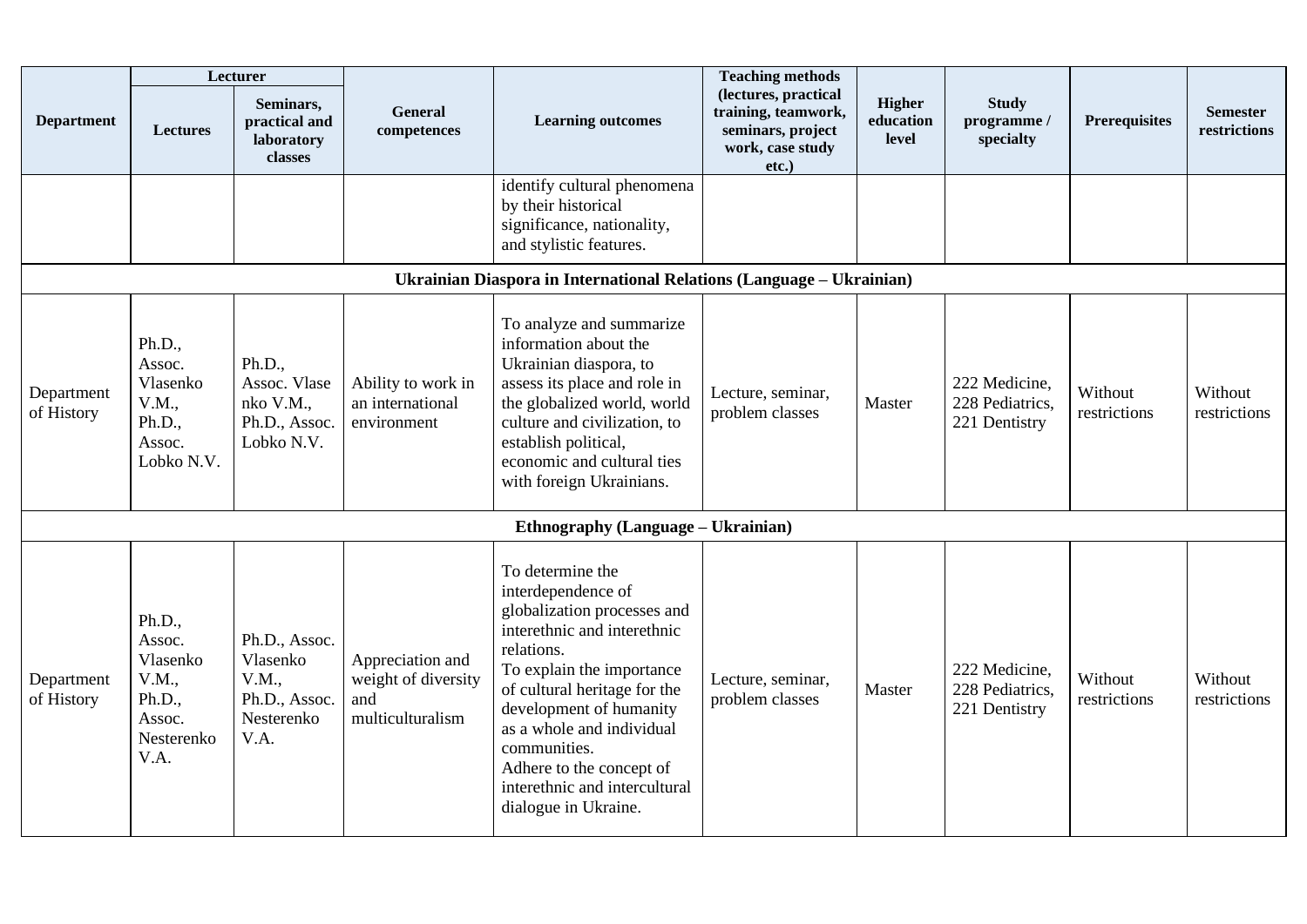| Department | Lecturer | | General competences | Learning outcomes | Teaching methods (lectures, practical training, teamwork, seminars, project work, case study etc.) | Higher education level | Study programme / specialty | Prerequisites | Semester restrictions |
|---|---|---|---|---|---|---|---|---|---|
| | Lectures | Seminars, practical and laboratory classes | | | | | | | |
| | | | | identify cultural phenomena by their historical significance, nationality, and stylistic features. | | | | | |
| **Ukrainian Diaspora in International Relations (Language – Ukrainian)** | | | | | | | | | |
| Department of History | Ph.D., Assoc. Vlasenko V.M., Ph.D., Assoc. Lobko N.V. | Ph.D., Assoc. Vlasenko V.M., Ph.D., Assoc. Lobko N.V. | Ability to work in an international environment | To analyze and summarize information about the Ukrainian diaspora, to assess its place and role in the globalized world, world culture and civilization, to establish political, economic and cultural ties with foreign Ukrainians. | Lecture, seminar, problem classes | Master | 222 Medicine, 228 Pediatrics, 221 Dentistry | Without restrictions | Without restrictions |
| **Ethnography (Language – Ukrainian)** | | | | | | | | | |
| Department of History | Ph.D., Assoc. Vlasenko V.M., Ph.D., Assoc. Nesterenko V.A. | Ph.D., Assoc. Vlasenko V.M., Ph.D., Assoc. Nesterenko V.A. | Appreciation and weight of diversity and multiculturalism | To determine the interdependence of globalization processes and interethnic and interethnic relations.<br>To explain the importance of cultural heritage for the development of humanity as a whole and individual communities.<br>Adhere to the concept of interethnic and intercultural dialogue in Ukraine. | Lecture, seminar, problem classes | Master | 222 Medicine, 228 Pediatrics, 221 Dentistry | Without restrictions | Without restrictions |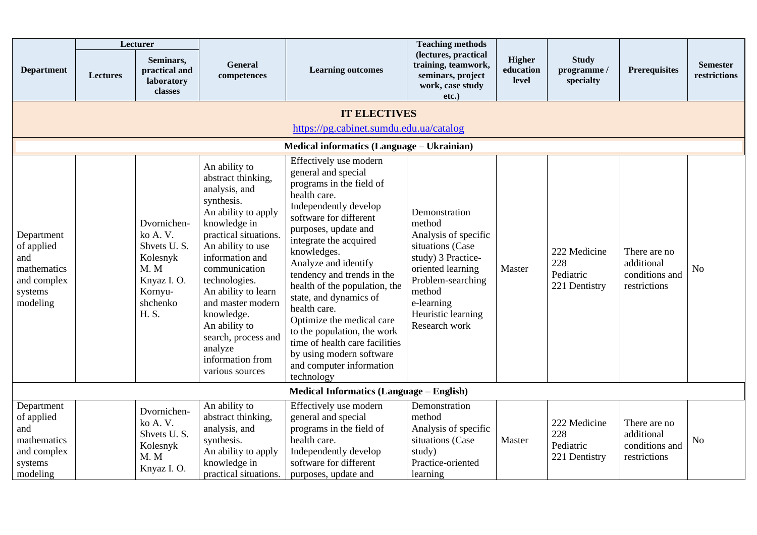| Department | Lecturer | | General competences | Learning outcomes | Teaching methods (lectures, practical training, teamwork, seminars, project work, case study etc.) | Higher education level | Study programme / specialty | Prerequisites | Semester restrictions |
|---|---|---|---|---|---|---|---|---|---|
| | Lectures | Seminars, practical and laboratory classes | | | | | | | |
| **IT ELECTIVES** https://pg.cabinet.sumdu.edu.ua/catalog | | | | | | | | | |
| **Medical informatics (Language – Ukrainian)** | | | | | | | | | |
| Department of applied and mathematics and complex systems modeling | | Dvornichenko A. V. Shvets U. S. Kolesnyk M. M Knyaz I. O. Kornyushchenko H. S. | An ability to abstract thinking, analysis, and synthesis. An ability to apply knowledge in practical situations. An ability to use information and communication technologies. An ability to learn and master modern knowledge. An ability to search, process and analyze information from various sources | Effectively use modern general and special programs in the field of health care. Independently develop software for different purposes, update and integrate the acquired knowledges. Analyze and identify tendency and trends in the health of the population, the state, and dynamics of health care. Optimize the medical care to the population, the work time of health care facilities by using modern software and computer information technology | Demonstration method Analysis of specific situations (Case study) 3 Practice-oriented learning Problem-searching method e-learning Heuristic learning Research work | Master | 222 Medicine 228 Pediatric 221 Dentistry | There are no additional conditions and restrictions | No |
| **Medical Informatics (Language – English)** | | | | | | | | | |
| Department of applied and mathematics and complex systems modeling | | Dvornichenko A. V. Shvets U. S. Kolesnyk M. M Knyaz I. O. | An ability to abstract thinking, analysis, and synthesis. An ability to apply knowledge in practical situations. | Effectively use modern general and special programs in the field of health care. Independently develop software for different purposes, update and | Demonstration method Analysis of specific situations (Case study) Practice-oriented learning | Master | 222 Medicine 228 Pediatric 221 Dentistry | There are no additional conditions and restrictions | No |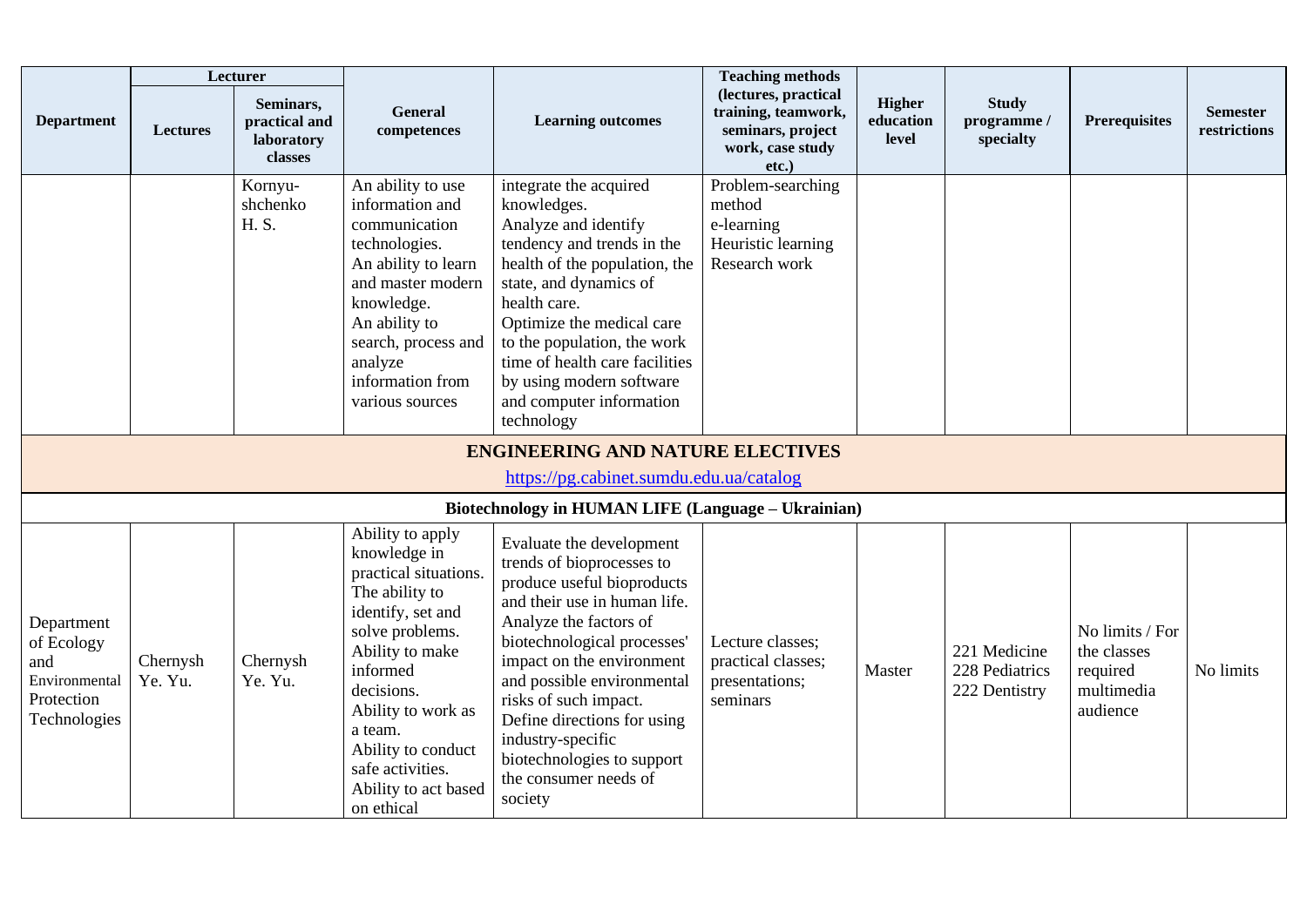| Department | Lecturer | | General competences | Learning outcomes | Teaching methods (lectures, practical training, teamwork, seminars, project work, case study etc.) | Higher education level | Study programme / specialty | Prerequisites | Semester restrictions |
|---|---|---|---|---|---|---|---|---|---|
| | **Lectures** | **Seminars, practical and laboratory classes** | | | | | | | |
| | | Kornyu-shchenko H. S. | An ability to use information and communication technologies. An ability to learn and master modern knowledge. An ability to search, process and analyze information from various sources | integrate the acquired knowledges. Analyze and identify tendency and trends in the health of the population, the state, and dynamics of health care. Optimize the medical care to the population, the work time of health care facilities by using modern software and computer information technology | Problem-searching method e-learning Heuristic learning Research work | | | | |
| **ENGINEERING AND NATURE ELECTIVES** https://pg.cabinet.sumdu.edu.ua/catalog | | | | | | | | | |
| **Biotechnology in HUMAN LIFE (Language – Ukrainian)** | | | | | | | | | |
| Department of Ecology and Environmental Protection Technologies | Chernysh Ye. Yu. | Chernysh Ye. Yu. | Ability to apply knowledge in practical situations. The ability to identify, set and solve problems. Ability to make informed decisions. Ability to work as a team. Ability to conduct safe activities. Ability to act based on ethical | Evaluate the development trends of bioprocesses to produce useful bioproducts and their use in human life. Analyze the factors of biotechnological processes' impact on the environment and possible environmental risks of such impact. Define directions for using industry-specific biotechnologies to support the consumer needs of society | Lecture classes; practical classes; presentations; seminars | Master | 221 Medicine 228 Pediatrics 222 Dentistry | No limits / For the classes required multimedia audience | No limits |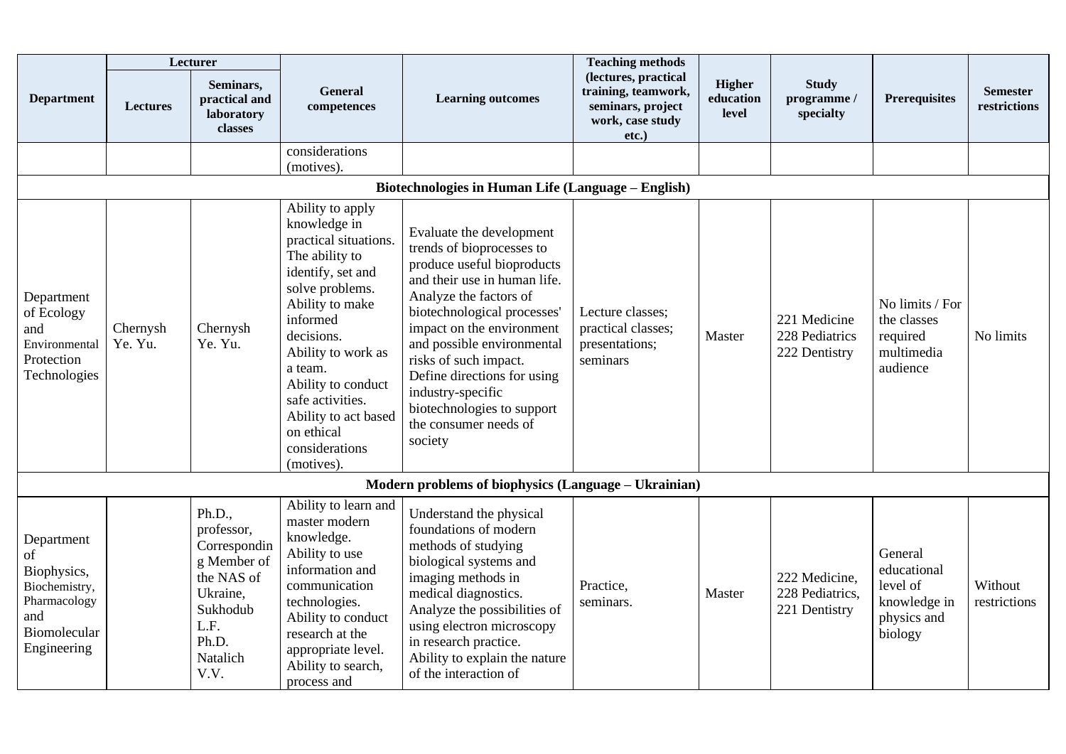| Department | Lecturer | | General competences | Learning outcomes | Teaching methods (lectures, practical training, teamwork, seminars, project work, case study etc.) | Higher education level | Study programme / specialty | Prerequisites | Semester restrictions |
|---|---|---|---|---|---|---|---|---|---|
| | Lectures | Seminars, practical and laboratory classes | | | | | | | |
| | | | considerations (motives). | | | | | | |
| **Biotechnologies in Human Life (Language – English)** | | | | | | | | | |
| Department of Ecology and Environmental Protection Technologies | Chernysh Ye. Yu. | Chernysh Ye. Yu. | Ability to apply knowledge in practical situations. The ability to identify, set and solve problems. Ability to make informed decisions. Ability to work as a team. Ability to conduct safe activities. Ability to act based on ethical considerations (motives). | Evaluate the development trends of bioprocesses to produce useful bioproducts and their use in human life. Analyze the factors of biotechnological processes' impact on the environment and possible environmental risks of such impact. Define directions for using industry-specific biotechnologies to support the consumer needs of society | Lecture classes; practical classes; presentations; seminars | Master | 221 Medicine 228 Pediatrics 222 Dentistry | No limits / For the classes required multimedia audience | No limits |
| **Modern problems of biophysics (Language – Ukrainian)** | | | | | | | | | |
| Department of Biophysics, Biochemistry, Pharmacology and Biomolecular Engineering | | Ph.D., professor, Corresponding Member of the NAS of Ukraine, Sukhodub L.F. Ph.D. Natalich V.V. | Ability to learn and master modern knowledge. Ability to use information and communication technologies. Ability to conduct research at the appropriate level. Ability to search, process and | Understand the physical foundations of modern methods of studying biological systems and imaging methods in medical diagnostics. Analyze the possibilities of using electron microscopy in research practice. Ability to explain the nature of the interaction of | Practice, seminars. | Master | 222 Medicine, 228 Pediatrics, 221 Dentistry | General educational level of knowledge in physics and biology | Without restrictions |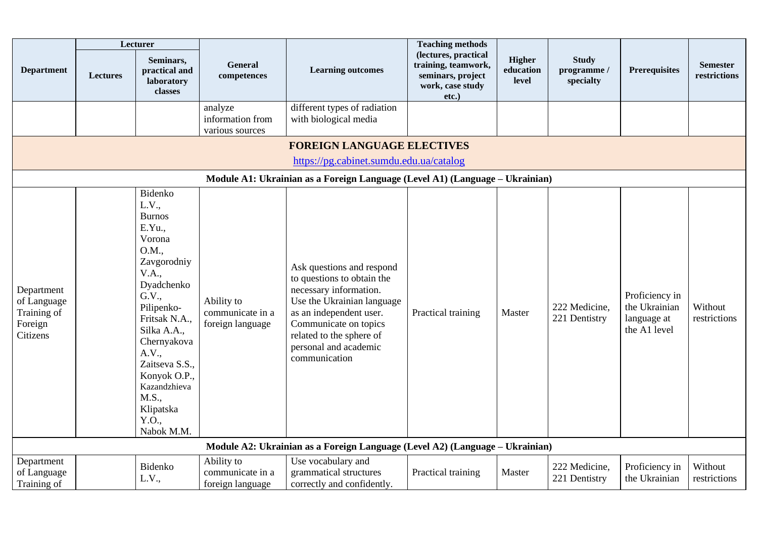| Department | Lecturer | | General competences | Learning outcomes | Teaching methods (lectures, practical training, teamwork, seminars, project work, case study etc.) | Higher education level | Study programme / specialty | Prerequisites | Semester restrictions |
|---|---|---|---|---|---|---|---|---|---|
| | Lectures | Seminars, practical and laboratory classes | | | | | | | |
| | | | analyze information from various sources | different types of radiation with biological media | | | | | |
| **FOREIGN LANGUAGE ELECTIVES** https://pg.cabinet.sumdu.edu.ua/catalog | | | | | | | | | |
| **Module A1: Ukrainian as a Foreign Language (Level A1) (Language – Ukrainian)** | | | | | | | | | |
| Department of Language Training of Foreign Citizens | | Bidenko L.V., Burnos E.Yu., Vorona O.M., Zavgorodniy V.A., Dyadchenko G.V., Pilipenko-Fritsak N.A., Silka A.A., Chernyakova A.V., Zaitseva S.S., Konyok O.P., Kazandzhieva M.S., Klipatska Y.O., Nabok M.M. | Ability to communicate in a foreign language | Ask questions and respond to questions to obtain the necessary information. Use the Ukrainian language as an independent user. Communicate on topics related to the sphere of personal and academic communication | Practical training | Master | 222 Medicine, 221 Dentistry | Proficiency in the Ukrainian language at the A1 level | Without restrictions |
| **Module A2: Ukrainian as a Foreign Language (Level A2) (Language – Ukrainian)** | | | | | | | | | |
| Department of Language Training of | | Bidenko L.V., | Ability to communicate in a foreign language | Use vocabulary and grammatical structures correctly and confidently. | Practical training | Master | 222 Medicine, 221 Dentistry | Proficiency in the Ukrainian | Without restrictions |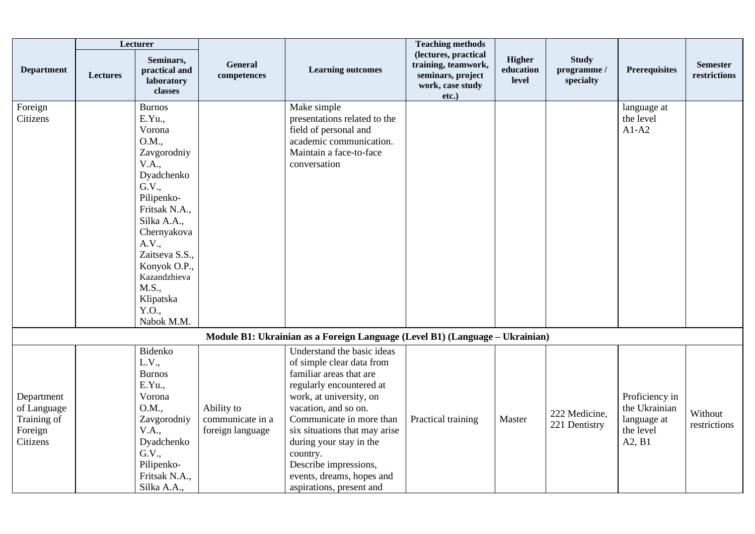| Department | Lecturer | | General competences | Learning outcomes | Teaching methods (lectures, practical training, teamwork, seminars, project work, case study etc.) | Higher education level | Study programme / specialty | Prerequisites | Semester restrictions |
|---|---|---|---|---|---|---|---|---|---|
| | Lectures | Seminars, practical and laboratory classes | | | | | | | |
| Foreign Citizens | | Burnos E.Yu., Vorona O.M., Zavgorodniy V.A., Dyadchenko G.V., Pilipenko-Fritsak N.A., Silka A.A., Chernyakova A.V., Zaitseva S.S., Konyok O.P., Kazandzhieva M.S., Klipatska Y.O., Nabok M.M. | | Make simple presentations related to the field of personal and academic communication. Maintain a face-to-face conversation | | | | language at the level A1-A2 | |
| **Module B1: Ukrainian as a Foreign Language (Level B1) (Language – Ukrainian)** | | | | | | | | | |
| Department of Language Training of Foreign Citizens | | Bidenko L.V., Burnos E.Yu., Vorona O.M., Zavgorodniy V.A., Dyadchenko G.V., Pilipenko-Fritsak N.A., Silka A.A., | Ability to communicate in a foreign language | Understand the basic ideas of simple clear data from familiar areas that are regularly encountered at work, at university, on vacation, and so on. Communicate in more than six situations that may arise during your stay in the country. Describe impressions, events, dreams, hopes and aspirations, present and | Practical training | Master | 222 Medicine, 221 Dentistry | Proficiency in the Ukrainian language at the level A2, B1 | Without restrictions |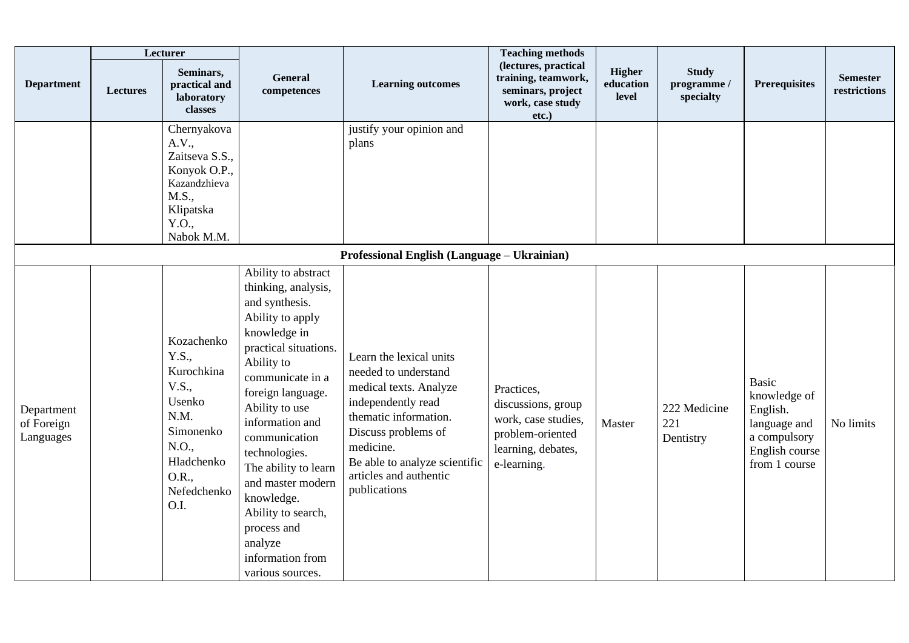| Department | Lecturer | | General competences | Learning outcomes | Teaching methods (lectures, practical training, teamwork, seminars, project work, case study etc.) | Higher education level | Study programme / specialty | Prerequisites | Semester restrictions |
|---|---|---|---|---|---|---|---|---|---|
| | Lectures | Seminars, practical and laboratory classes | | | | | | | |
| | | Chernyakova A.V., Zaitseva S.S., Konyok O.P., Kazandzhieva M.S., Klipatska Y.O., Nabok M.M. | | justify your opinion and plans | | | | | |
| **Professional English (Language – Ukrainian)** | | | | | | | | | |
| Department of Foreign Languages | | Kozachenko Y.S., Kurochkina V.S., Usenko N.M. Simonenko N.O., Hladchenko O.R., Nefedchenko O.I. | Ability to abstract thinking, analysis, and synthesis. Ability to apply knowledge in practical situations. Ability to communicate in a foreign language. Ability to use information and communication technologies. The ability to learn and master modern knowledge. Ability to search, process and analyze information from various sources. | Learn the lexical units needed to understand medical texts. Analyze independently read thematic information. Discuss problems of medicine. Be able to analyze scientific articles and authentic publications | Practices, discussions, group work, case studies, problem-oriented learning, debates, e-learning. | Master | 222 Medicine 221 Dentistry | Basic knowledge of English. language and a compulsory English course from 1 course | No limits |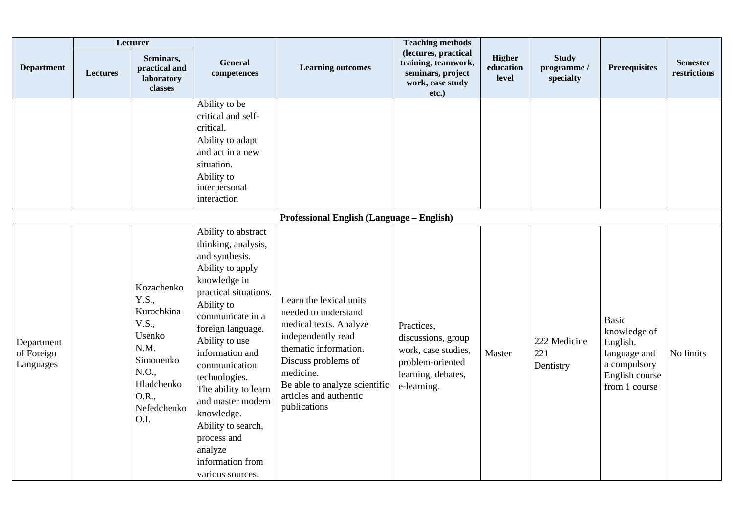| Department | Lecturer | | General competences | Learning outcomes | Teaching methods (lectures, practical training, teamwork, seminars, project work, case study etc.) | Higher education level | Study programme / specialty | Prerequisites | Semester restrictions |
|---|---|---|---|---|---|---|---|---|---|
| | Lectures | Seminars, practical and laboratory classes | | | | | | | |
| | | | Ability to be critical and self-critical. Ability to adapt and act in a new situation. Ability to interpersonal interaction | | | | | | |
| **Professional English (Language – English)** | | | | | | | | | |
| Department of Foreign Languages | | Kozachenko Y.S., Kurochkina V.S., Usenko N.M. Simonenko N.O., Hladchenko O.R., Nefedchenko O.I. | Ability to abstract thinking, analysis, and synthesis. Ability to apply knowledge in practical situations. Ability to communicate in a foreign language. Ability to use information and communication technologies. The ability to learn and master modern knowledge. Ability to search, process and analyze information from various sources. | Learn the lexical units needed to understand medical texts. Analyze independently read thematic information. Discuss problems of medicine. Be able to analyze scientific articles and authentic publications | Practices, discussions, group work, case studies, problem-oriented learning, debates, e-learning. | Master | 222 Medicine 221 Dentistry | Basic knowledge of English. language and a compulsory English course from 1 course | No limits |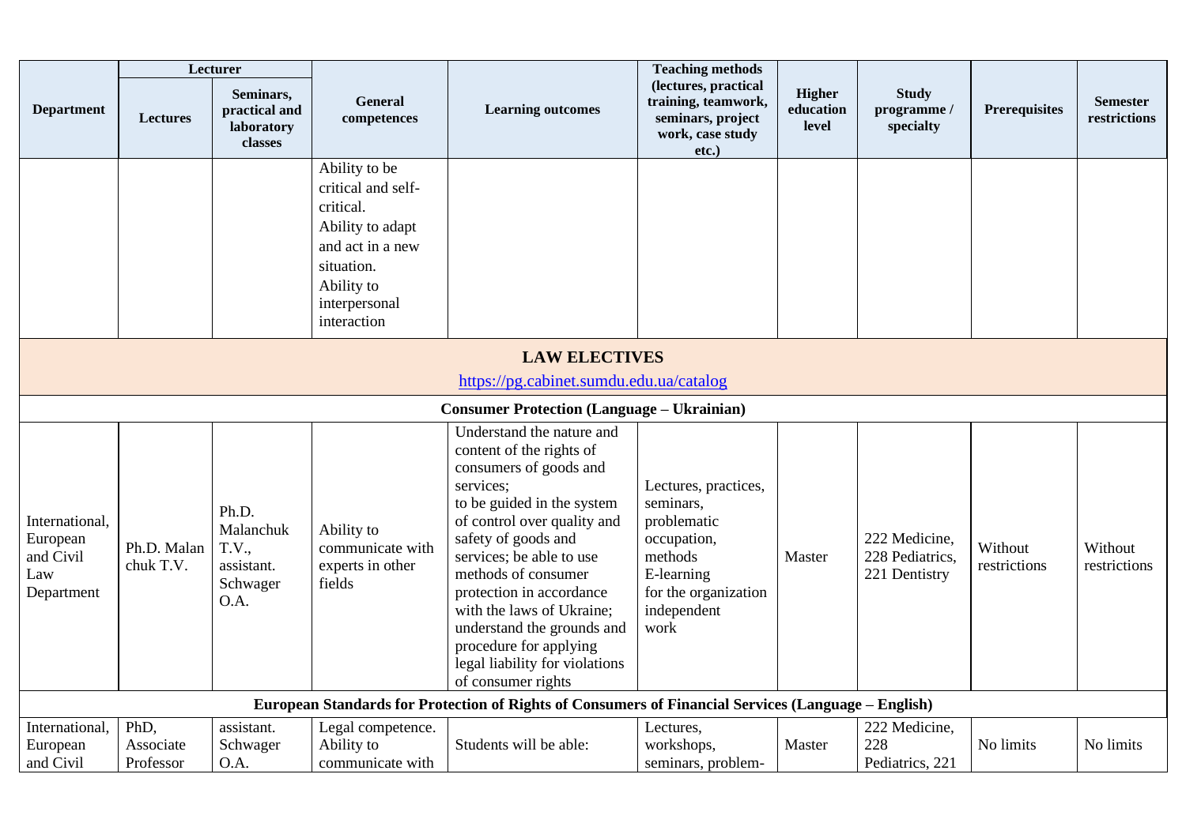| Department | Lecturer | | General competences | Learning outcomes | Teaching methods (lectures, practical training, teamwork, seminars, project work, case study etc.) | Higher education level | Study programme / specialty | Prerequisites | Semester restrictions |
|---|---|---|---|---|---|---|---|---|---|
| | Lectures | Seminars, practical and laboratory classes | | | | | | | |
| | | | Ability to be critical and self-critical. Ability to adapt and act in a new situation. Ability to interpersonal interaction | | | | | | |
| **LAW ELECTIVES** https://pg.cabinet.sumdu.edu.ua/catalog | | | | | | | | | |
| **Consumer Protection (Language – Ukrainian)** | | | | | | | | | |
| International, European and Civil Law Department | Ph.D. Malan chuk T.V. | Ph.D. Malanchuk T.V., assistant. Schwager O.A. | Ability to communicate with experts in other fields | Understand the nature and content of the rights of consumers of goods and services; to be guided in the system of control over quality and safety of goods and services; be able to use methods of consumer protection in accordance with the laws of Ukraine; understand the grounds and procedure for applying legal liability for violations of consumer rights | Lectures, practices, seminars, problematic occupation, methods E-learning for the organization independent work | Master | 222 Medicine, 228 Pediatrics, 221 Dentistry | Without restrictions | Without restrictions |
| **European Standards for Protection of Rights of Consumers of Financial Services (Language – English)** | | | | | | | | | |
| International, European and Civil | PhD, Associate Professor | assistant. Schwager O.A. | Legal competence. Ability to communicate with | Students will be able: | Lectures, workshops, seminars, problem- | Master | 222 Medicine, 228 Pediatrics, 221 | No limits | No limits |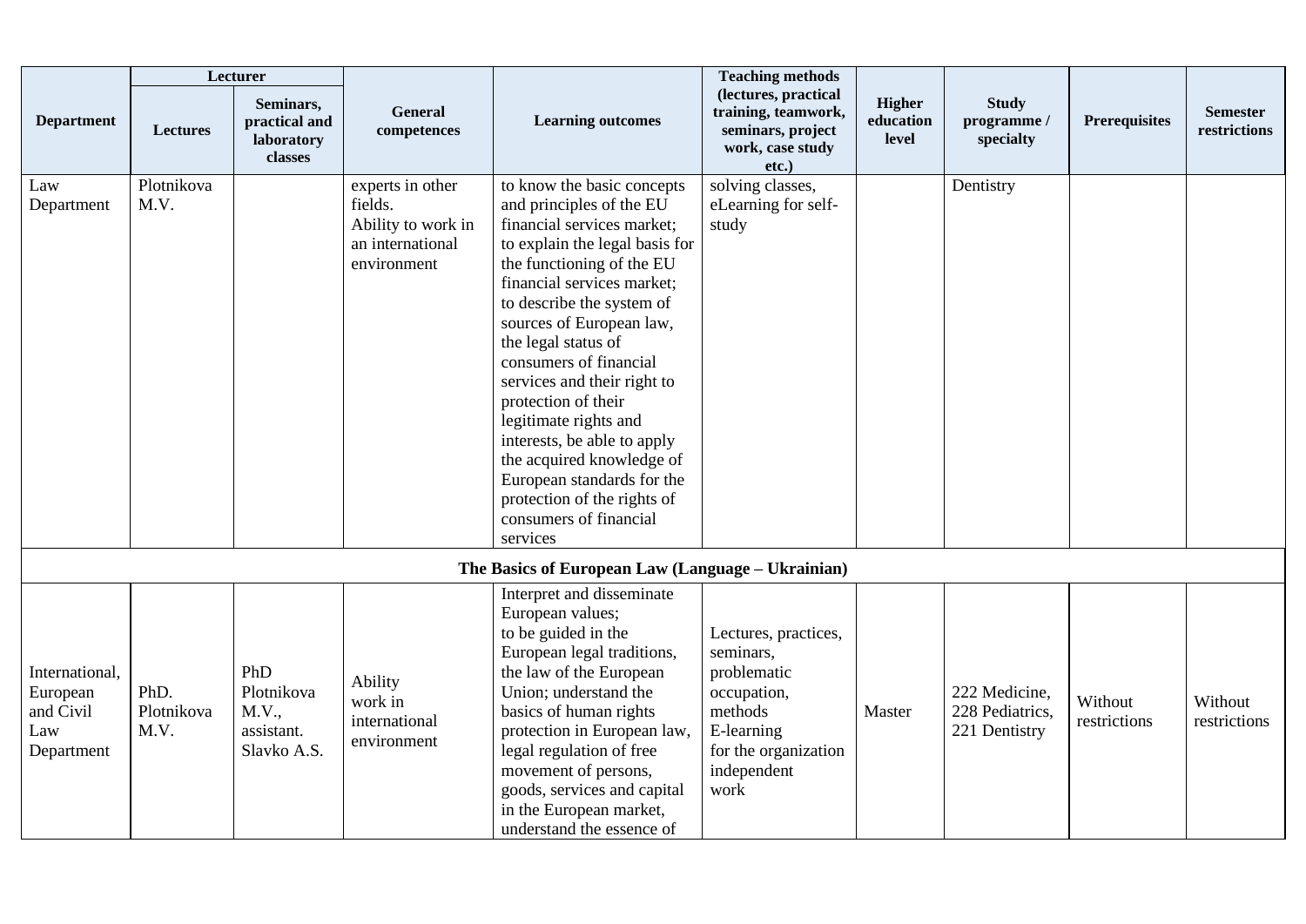| Department | Lecturer | | General competences | Learning outcomes | Teaching methods (lectures, practical training, teamwork, seminars, project work, case study etc.) | Higher education level | Study programme / specialty | Prerequisites | Semester restrictions |
|---|---|---|---|---|---|---|---|---|---|
| | Lectures | Seminars, practical and laboratory classes | | | | | | | |
| Law Department | Plotnikova M.V. | | experts in other fields. Ability to work in an international environment | to know the basic concepts and principles of the EU financial services market; to explain the legal basis for the functioning of the EU financial services market; to describe the system of sources of European law, the legal status of consumers of financial services and their right to protection of their legitimate rights and interests, be able to apply the acquired knowledge of European standards for the protection of the rights of consumers of financial services | solving classes, eLearning for self-study | | Dentistry | | |
| **The Basics of European Law (Language – Ukrainian)** | | | | | | | | | |
| International, European and Civil Law Department | PhD. Plotnikova M.V. | PhD Plotnikova M.V., assistant. Slavko A.S. | Ability work in international environment | Interpret and disseminate European values; to be guided in the European legal traditions, the law of the European Union; understand the basics of human rights protection in European law, legal regulation of free movement of persons, goods, services and capital in the European market, understand the essence of | Lectures, practices, seminars, problematic occupation, methods E-learning for the organization independent work | Master | 222 Medicine, 228 Pediatrics, 221 Dentistry | Without restrictions | Without restrictions |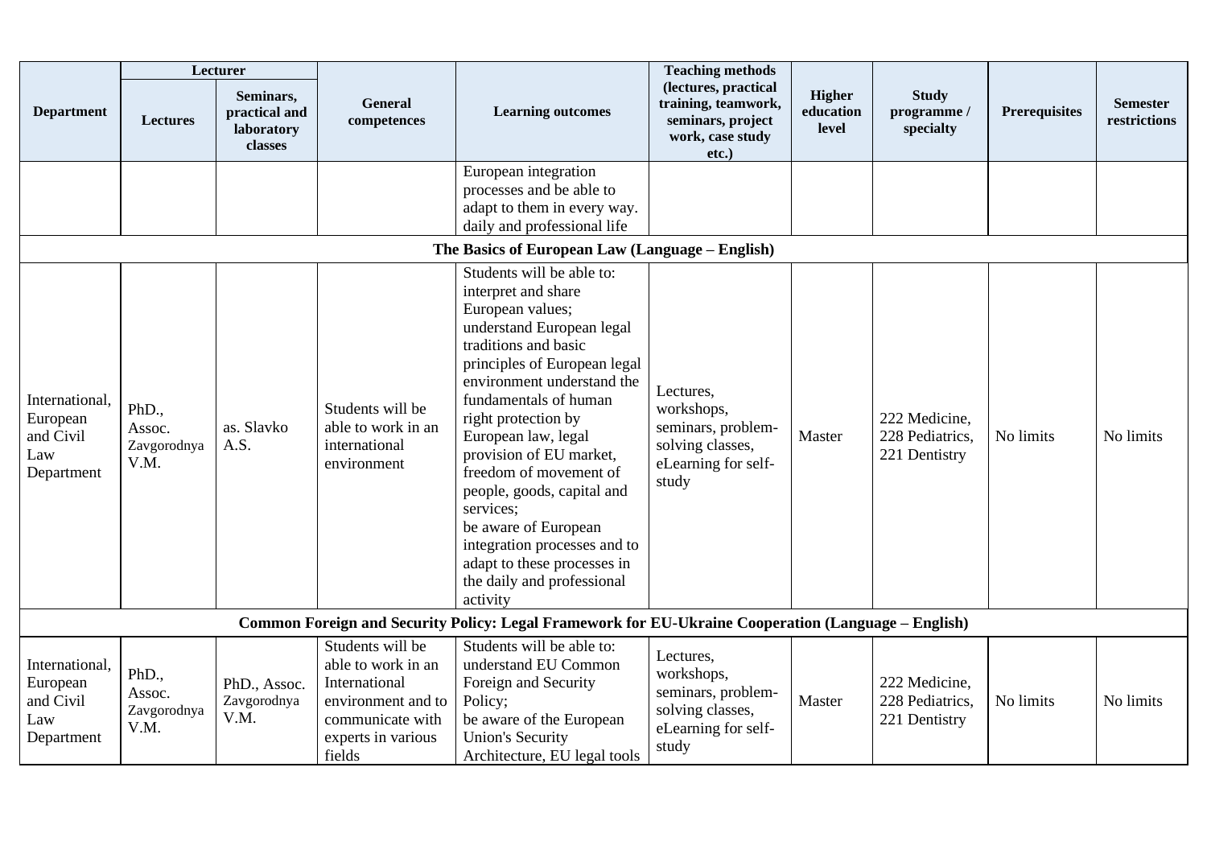| Department | Lecturer | | General competences | Learning outcomes | Teaching methods (lectures, practical training, teamwork, seminars, project work, case study etc.) | Higher education level | Study programme / specialty | Prerequisites | Semester restrictions |
|---|---|---|---|---|---|---|---|---|---|
| | Lectures | Seminars, practical and laboratory classes | | | | | | | |
| | | | | European integration processes and be able to adapt to them in every way. daily and professional life | | | | | |
| **The Basics of European Law (Language – English)** | | | | | | | | | |
| International, European and Civil Law Department | PhD., Assoc. Zavgorodnya V.M. | as. Slavko A.S. | Students will be able to work in an international environment | Students will be able to: interpret and share European values; understand European legal traditions and basic principles of European legal environment understand the fundamentals of human right protection by European law, legal provision of EU market, freedom of movement of people, goods, capital and services; be aware of European integration processes and to adapt to these processes in the daily and professional activity | Lectures, workshops, seminars, problem-solving classes, eLearning for self-study | Master | 222 Medicine, 228 Pediatrics, 221 Dentistry | No limits | No limits |
| **Common Foreign and Security Policy: Legal Framework for EU-Ukraine Cooperation (Language – English)** | | | | | | | | | |
| International, European and Civil Law Department | PhD., Assoc. Zavgorodnya V.M. | PhD., Assoc. Zavgorodnya V.M. | Students will be able to work in an International environment and to communicate with experts in various fields | Students will be able to: understand EU Common Foreign and Security Policy; be aware of the European Union's Security Architecture, EU legal tools | Lectures, workshops, seminars, problem-solving classes, eLearning for self-study | Master | 222 Medicine, 228 Pediatrics, 221 Dentistry | No limits | No limits |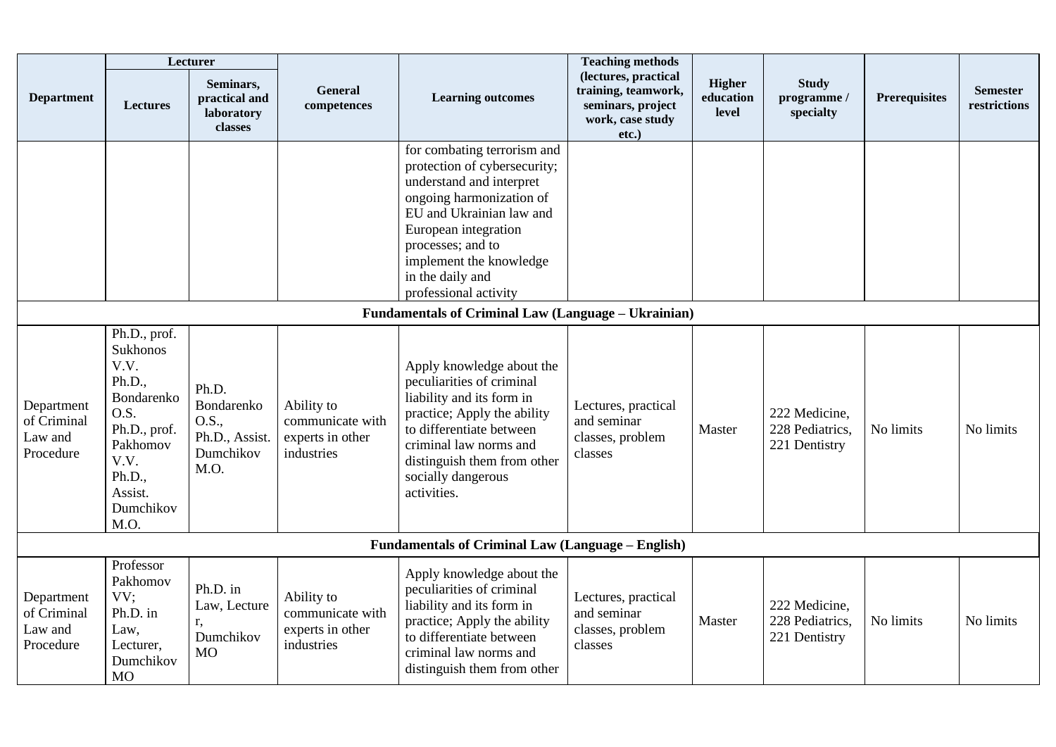| Department | Lecturer | | General competences | Learning outcomes | Teaching methods (lectures, practical training, teamwork, seminars, project work, case study etc.) | Higher education level | Study programme / specialty | Prerequisites | Semester restrictions |
|---|---|---|---|---|---|---|---|---|---|
| | Lectures | Seminars, practical and laboratory classes | | | | | | | |
| | | | | for combating terrorism and protection of cybersecurity; understand and interpret ongoing harmonization of EU and Ukrainian law and European integration processes; and to implement the knowledge in the daily and professional activity | | | | | |
| **Fundamentals of Criminal Law (Language – Ukrainian)** | | | | | | | | | |
| Department of Criminal Law and Procedure | Ph.D., prof. Sukhonos V.V. Ph.D., Bondarenko O.S. Ph.D., prof. Pakhomov V.V. Ph.D., Assist. Dumchikov M.O. | Ph.D. Bondarenko O.S., Ph.D., Assist. Dumchikov M.O. | Ability to communicate with experts in other industries | Apply knowledge about the peculiarities of criminal liability and its form in practice; Apply the ability to differentiate between criminal law norms and distinguish them from other socially dangerous activities. | Lectures, practical and seminar classes, problem classes | Master | 222 Medicine, 228 Pediatrics, 221 Dentistry | No limits | No limits |
| **Fundamentals of Criminal Law (Language – English)** | | | | | | | | | |
| Department of Criminal Law and Procedure | Professor Pakhomov VV; Ph.D. in Law, Lecturer, Dumchikov MO | Ph.D. in Law, Lecturer, Dumchikov MO | Ability to communicate with experts in other industries | Apply knowledge about the peculiarities of criminal liability and its form in practice; Apply the ability to differentiate between criminal law norms and distinguish them from other | Lectures, practical and seminar classes, problem classes | Master | 222 Medicine, 228 Pediatrics, 221 Dentistry | No limits | No limits |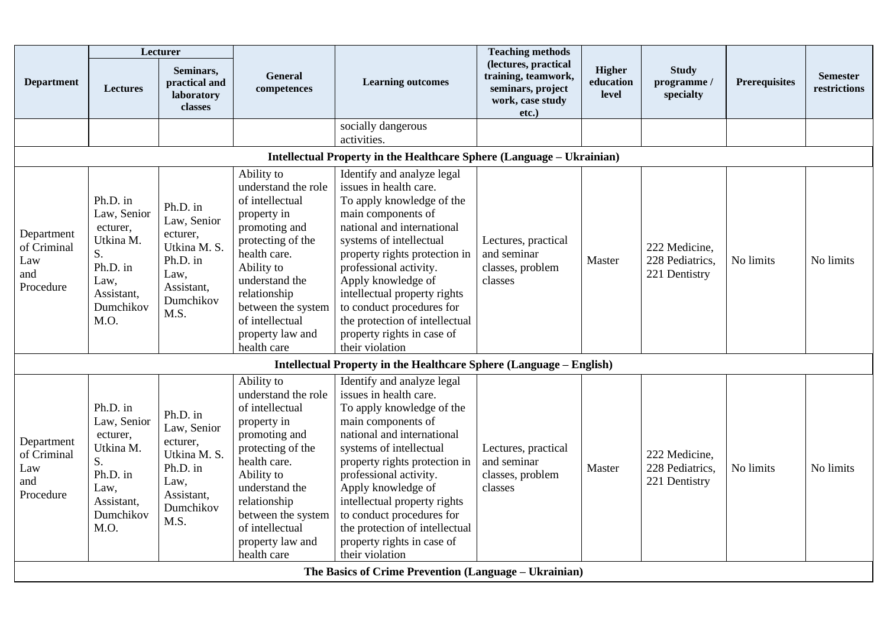| Department | Lecturer | | General competences | Learning outcomes | Teaching methods (lectures, practical training, teamwork, seminars, project work, case study etc.) | Higher education level | Study programme / specialty | Prerequisites | Semester restrictions |
|---|---|---|---|---|---|---|---|---|---|
| | Lectures | Seminars, practical and laboratory classes | | | | | | | |
| | | | | socially dangerous activities. | | | | | |
| **Intellectual Property in the Healthcare Sphere (Language – Ukrainian)** | | | | | | | | | |
| Department of Criminal Law and Procedure | Ph.D. in Law, Senior ecturer, Utkina M. S. Ph.D. in Law, Assistant, Dumchikov M.O. | Ph.D. in Law, Senior ecturer, Utkina M. S. Ph.D. in Law, Assistant, Dumchikov M.S. | Ability to understand the role of intellectual property in promoting and protecting of the health care. Ability to understand the relationship between the system of intellectual property law and health care | Identify and analyze legal issues in health care. To apply knowledge of the main components of national and international systems of intellectual property rights protection in professional activity. Apply knowledge of intellectual property rights to conduct procedures for the protection of intellectual property rights in case of their violation | Lectures, practical and seminar classes, problem classes | Master | 222 Medicine, 228 Pediatrics, 221 Dentistry | No limits | No limits |
| **Intellectual Property in the Healthcare Sphere (Language – English)** | | | | | | | | | |
| Department of Criminal Law and Procedure | Ph.D. in Law, Senior ecturer, Utkina M. S. Ph.D. in Law, Assistant, Dumchikov M.O. | Ph.D. in Law, Senior ecturer, Utkina M. S. Ph.D. in Law, Assistant, Dumchikov M.S. | Ability to understand the role of intellectual property in promoting and protecting of the health care. Ability to understand the relationship between the system of intellectual property law and health care | Identify and analyze legal issues in health care. To apply knowledge of the main components of national and international systems of intellectual property rights protection in professional activity. Apply knowledge of intellectual property rights to conduct procedures for the protection of intellectual property rights in case of their violation | Lectures, practical and seminar classes, problem classes | Master | 222 Medicine, 228 Pediatrics, 221 Dentistry | No limits | No limits |
| **The Basics of Crime Prevention (Language – Ukrainian)** | | | | | | | | | |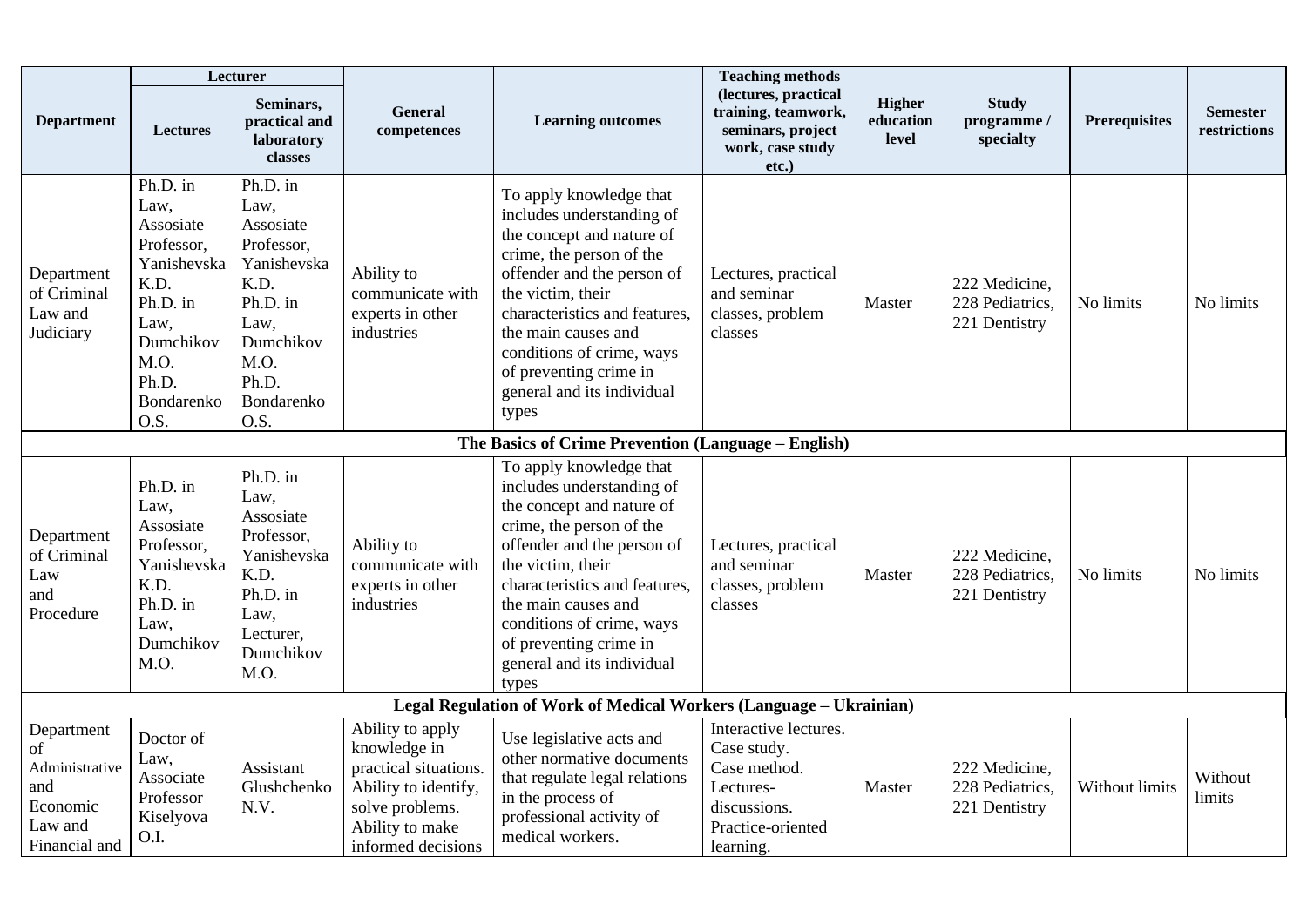| Department | Lecturer | | General competences | Learning outcomes | Teaching methods (lectures, practical training, teamwork, seminars, project work, case study etc.) | Higher education level | Study programme / specialty | Prerequisites | Semester restrictions |
|---|---|---|---|---|---|---|---|---|---|
| | Lectures | Seminars, practical and laboratory classes | | | | | | | |
| Department of Criminal Law and Judiciary | Ph.D. in Law, Assosiate Professor, Yanishevska K.D. Ph.D. in Law, Dumchikov M.O. Ph.D. Bondarenko O.S. | Ph.D. in Law, Assosiate Professor, Yanishevska K.D. Ph.D. in Law, Dumchikov M.O. Ph.D. Bondarenko O.S. | Ability to communicate with experts in other industries | To apply knowledge that includes understanding of the concept and nature of crime, the person of the offender and the person of the victim, their characteristics and features, the main causes and conditions of crime, ways of preventing crime in general and its individual types | Lectures, practical and seminar classes, problem classes | Master | 222 Medicine, 228 Pediatrics, 221 Dentistry | No limits | No limits |
| **The Basics of Crime Prevention (Language – English)** | | | | | | | | | |
| Department of Criminal Law and Procedure | Ph.D. in Law, Assosiate Professor, Yanishevska K.D. Ph.D. in Law, Dumchikov M.O. | Ph.D. in Law, Assosiate Professor, Yanishevska K.D. Ph.D. in Law, Lecturer, Dumchikov M.O. | Ability to communicate with experts in other industries | To apply knowledge that includes understanding of the concept and nature of crime, the person of the offender and the person of the victim, their characteristics and features, the main causes and conditions of crime, ways of preventing crime in general and its individual types | Lectures, practical and seminar classes, problem classes | Master | 222 Medicine, 228 Pediatrics, 221 Dentistry | No limits | No limits |
| **Legal Regulation of Work of Medical Workers (Language – Ukrainian)** | | | | | | | | | |
| Department of Administrative and Economic Law and Financial and | Doctor of Law, Associate Professor Kiselyova O.I. | Assistant Glushchenko N.V. | Ability to apply knowledge in practical situations. Ability to identify, solve problems. Ability to make informed decisions | Use legislative acts and other normative documents that regulate legal relations in the process of professional activity of medical workers. | Interactive lectures. Case study. Case method. Lectures-discussions. Practice-oriented learning. | Master | 222 Medicine, 228 Pediatrics, 221 Dentistry | Without limits | Without limits |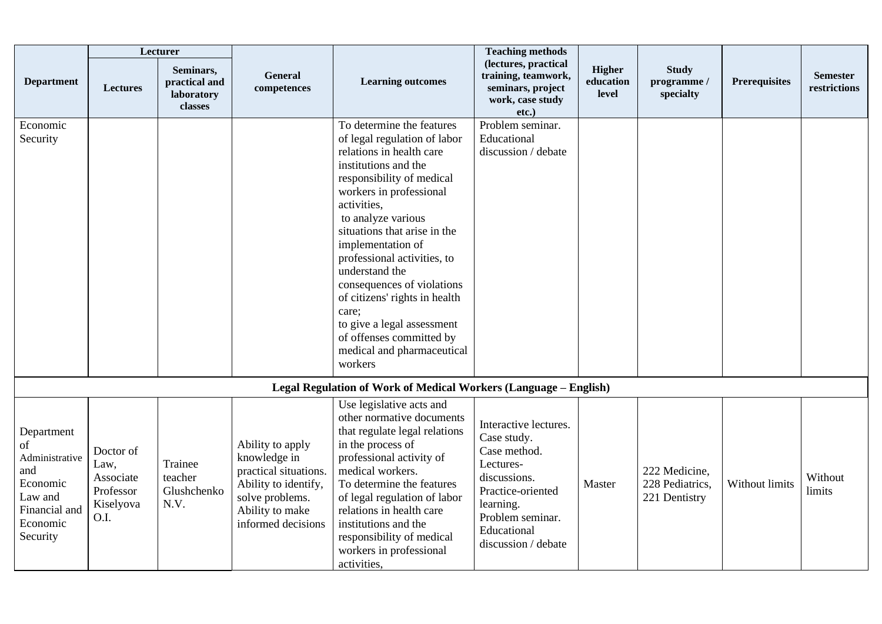| Department | Lecturer | | General competences | Learning outcomes | Teaching methods (lectures, practical training, teamwork, seminars, project work, case study etc.) | Higher education level | Study programme / specialty | Prerequisites | Semester restrictions |
|---|---|---|---|---|---|---|---|---|---|
| | Lectures | Seminars, practical and laboratory classes | | | | | | | |
| Economic Security | | | | To determine the features of legal regulation of labor relations in health care institutions and the responsibility of medical workers in professional activities, to analyze various situations that arise in the implementation of professional activities, to understand the consequences of violations of citizens' rights in health care; to give a legal assessment of offenses committed by medical and pharmaceutical workers | Problem seminar. Educational discussion / debate | | | | |
| **Legal Regulation of Work of Medical Workers (Language – English)** | | | | | | | | | |
| Department of Administrative and Economic Law and Financial and Economic Security | Doctor of Law, Associate Professor Kiselyova O.I. | Trainee teacher Glushchenko N.V. | Ability to apply knowledge in practical situations. Ability to identify, solve problems. Ability to make informed decisions | Use legislative acts and other normative documents that regulate legal relations in the process of professional activity of medical workers. To determine the features of legal regulation of labor relations in health care institutions and the responsibility of medical workers in professional activities, | Interactive lectures. Case study. Case method. Lectures-discussions. Practice-oriented learning. Problem seminar. Educational discussion / debate | Master | 222 Medicine, 228 Pediatrics, 221 Dentistry | Without limits | Without limits |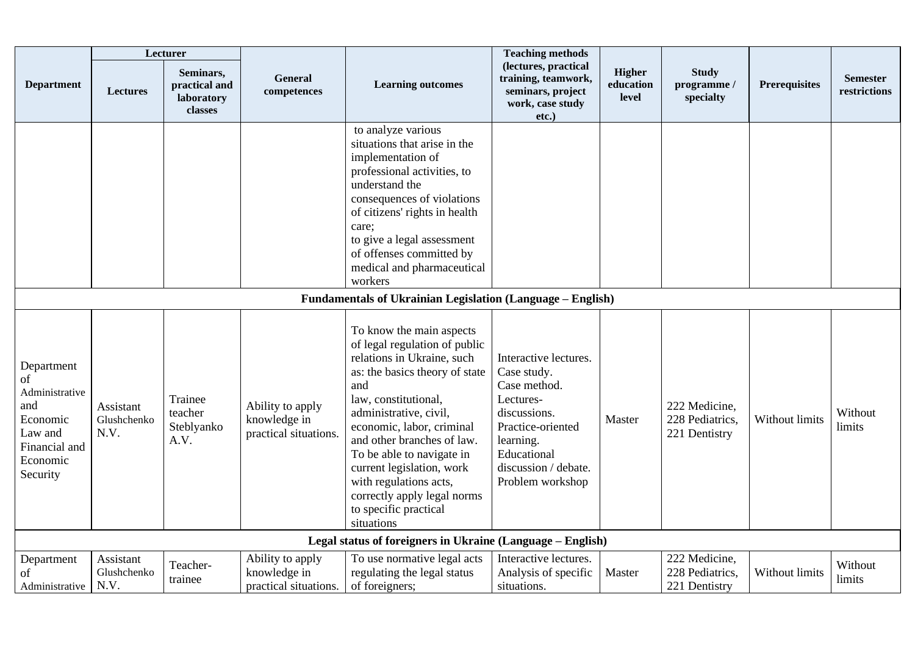| Department | Lecturer | | General competences | Learning outcomes | Teaching methods (lectures, practical training, teamwork, seminars, project work, case study etc.) | Higher education level | Study programme / specialty | Prerequisites | Semester restrictions |
|---|---|---|---|---|---|---|---|---|---|
| | Lectures | Seminars, practical and laboratory classes | | | | | | | |
| | | | | to analyze various situations that arise in the implementation of professional activities, to understand the consequences of violations of citizens' rights in health care; to give a legal assessment of offenses committed by medical and pharmaceutical workers | | | | | |
| **Fundamentals of Ukrainian Legislation (Language – English)** | | | | | | | | | |
| Department of Administrative and Economic Law and Financial and Economic Security | Assistant Glushchenko N.V. | Trainee teacher Steblyanko A.V. | Ability to apply knowledge in practical situations. | To know the main aspects of legal regulation of public relations in Ukraine, such as: the basics theory of state and law, constitutional, administrative, civil, economic, labor, criminal and other branches of law. To be able to navigate in current legislation, work with regulations acts, correctly apply legal norms to specific practical situations | Interactive lectures. Case study. Case method. Lectures-discussions. Practice-oriented learning. Educational discussion / debate. Problem workshop | Master | 222 Medicine, 228 Pediatrics, 221 Dentistry | Without limits | Without limits |
| **Legal status of foreigners in Ukraine (Language – English)** | | | | | | | | | |
| Department of Administrative | Assistant Glushchenko N.V. | Teacher-trainee | Ability to apply knowledge in practical situations. | To use normative legal acts regulating the legal status of foreigners; | Interactive lectures. Analysis of specific situations. | Master | 222 Medicine, 228 Pediatrics, 221 Dentistry | Without limits | Without limits |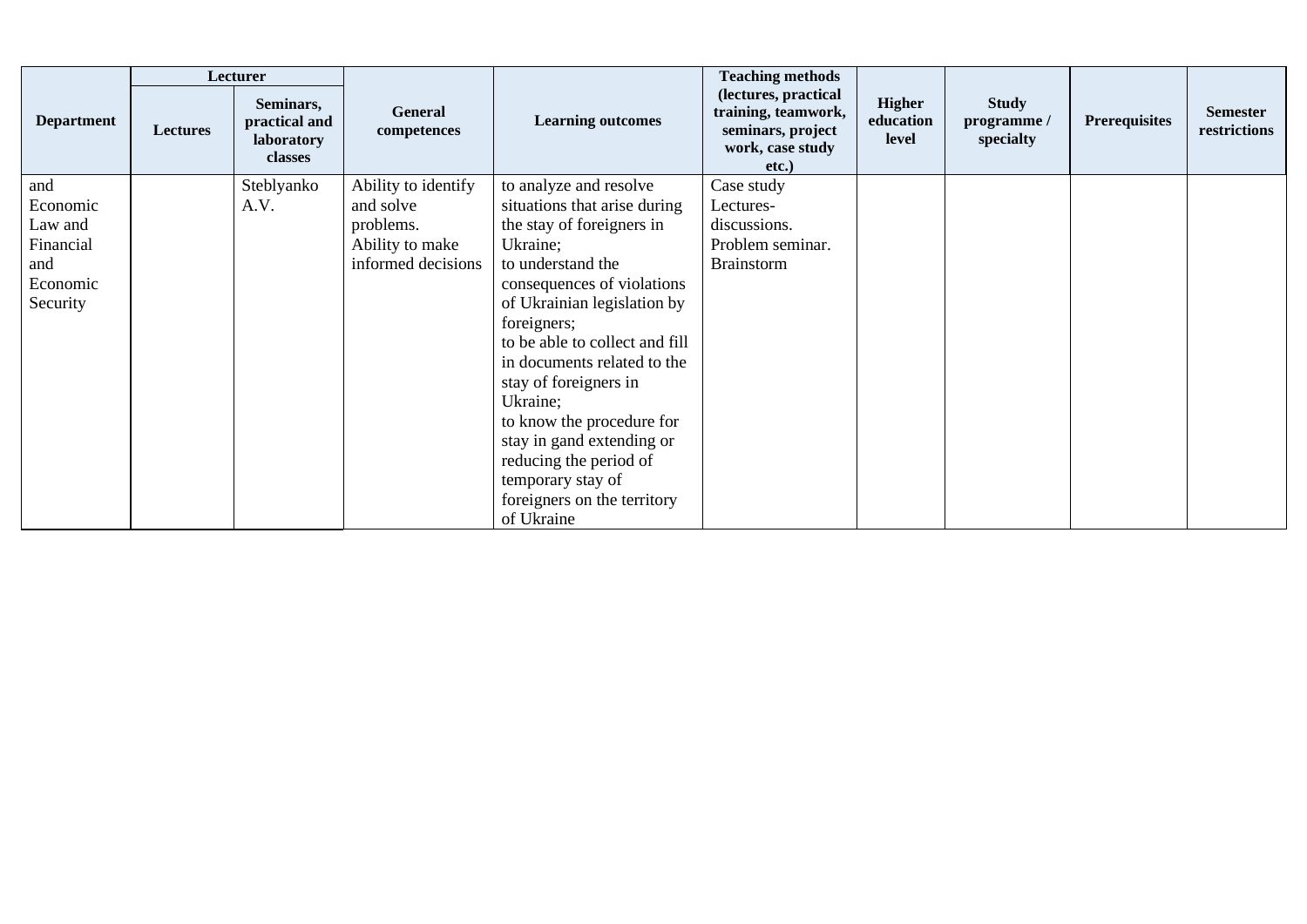| Department | Lecturer | | General competences | Learning outcomes | Teaching methods (lectures, practical training, teamwork, seminars, project work, case study etc.) | Higher education level | Study programme / specialty | Prerequisites | Semester restrictions |
|---|---|---|---|---|---|---|---|---|---|
| | Lectures | Seminars, practical and laboratory classes | | | | | | | |
| and Economic Law and Financial and Economic Security | | Steblyanko A.V. | Ability to identify and solve problems. Ability to make informed decisions | to analyze and resolve situations that arise during the stay of foreigners in Ukraine; to understand the consequences of violations of Ukrainian legislation by foreigners; to be able to collect and fill in documents related to the stay of foreigners in Ukraine; to know the procedure for stay in gand extending or reducing the period of temporary stay of foreigners on the territory of Ukraine | Case study Lectures-discussions. Problem seminar. Brainstorm | | | | |